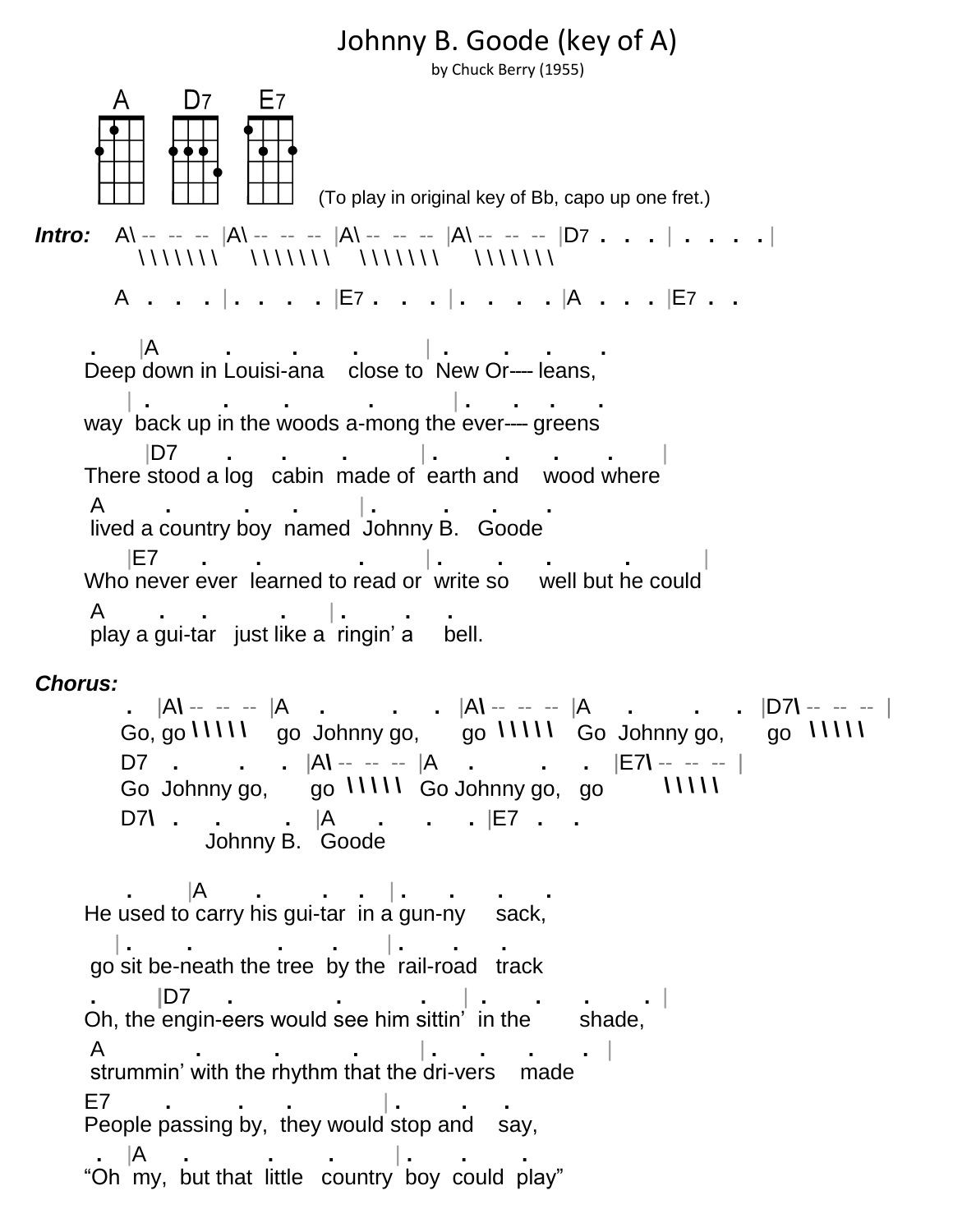# Johnny B. Goode (key of A)

by Chuck Berry (1955)

A D7 E7

(To play in original key of Bb, capo up one fret.)

```
Intro:  A\ -- -- -- |A\ -- -- -- |A\ -- -- -- |A\ -- -- -- |D7 . . . | . . . . |
          \ \ \ \ \ \ \    \ \ \ \ \ \ \    \ \ \ \ \ \ \    \ \ \ \ \ \ \

        A . . . | . . . . |E7 . . . | . . . . |A . . . |E7 . .


     .    |A        .       .       .       | .      .      .      .
 Deep down in Louisi-ana    close to  New Or---- leans,

        | .        .       .          .        | .     .     .     .
 way  back up in the woods a-mong the ever---- greens

          |D7      .      .       .        | .        .      .      .      |
 There stood a log   cabin  made of  earth and    wood where

  A        .          .      .       | .        .      .      .
  lived a country boy  named  Johnny B.   Goode

        |E7      .      .             .      | .      .      .        .        |
 Who never ever  learned to read or  write so     well but he could

  A       .     .         .     | .       .     .
  play a gui-tar   just like a  ringin' a     bell.

Chorus:
     .   |A\ -- -- -- |A    .        .    .  |A\ -- -- -- |A     .       .    .  |D7\ -- -- -- |
     Go, go \ \ \ \ \    go  Johnny go,      go  \ \ \ \ \    Go  Johnny go,      go   \ \ \ \ \
     D7    .        .    .  |A\ -- -- -- |A     .         .     .  |E7\ -- -- -- |
     Go  Johnny go,      go  \ \ \ \ \   Go Johnny go,   go         \ \ \ \ \
     D7\   .     .        .   |A      .      .     .  |E7   .    .
              Johnny B.   Goode


     .       |A       .        .    .   | .      .      .     .
 He used to carry his gui-tar  in a gun-ny     sack,

     | .       .          .       .      | .      .      .
  go sit be-neath the tree  by the  rail-road   track

  .       |D7      .           .          .     | .       .      .       .  |
 Oh, the engin-eers would see him sittin'  in the       shade,

  A           .          .          .        | .      .      .      .    |
  strummin' with the rhythm that the dri-vers    made

 E7        .         .     .            | .       .     .
 People passing by,  they would stop and    say,

   .   |A     .         .        .       | .      .      .
 "Oh  my,  but that  little   country  boy  could  play"
```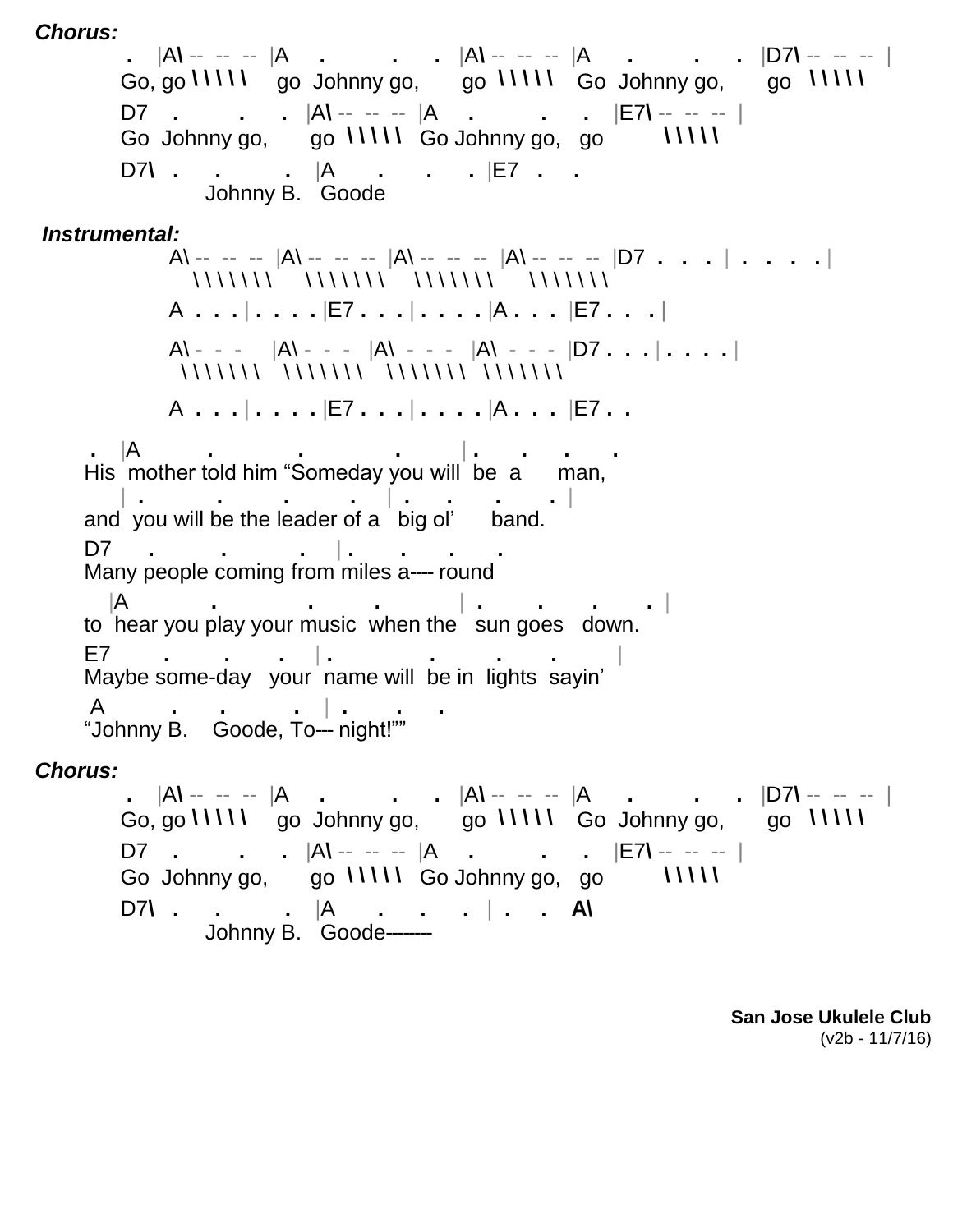***Chorus:***

```
.   |A\ --  --  --  |A     .          .     .  |A\ --  --  --  |A      .          .     .  |D7\ --  --  --  |
Go, go \\\\\     go  Johnny go,       go  \\\\\   Go  Johnny go,       go   \\\\\
D7    .          .     .  |A\ --  --  --  |A     .          .     .   |E7\ --  --  --  |
Go  Johnny go,       go  \\\\\  Go Johnny go,   go         \\\\\
D7\  .     .          .   |A      .      .     .  |E7   .     .
          Johnny B.   Goode
```

***Instrumental:***

```
A\ --  --  --  |A\ --  --  --  |A\ --  --  --  |A\ --  --  --  |D7  .   .   .  |  .   .   .   .  |
  \\\\\\\     \\\\\\\     \\\\\\\     \\\\\\\
A  . . . | . . . . |E7 . . . | . . . . |A . . .  |E7 . .  . |
A\ -  -  -    |A\ -  -  -   |A\  -  -  -   |A\  -  -  -  |D7 . . . | . . . . |
 \\\\\\\   \\\\\\\   \\\\\\\  \\\\\\\
A  . . . | . . . . |E7 . . . | . . . . |A . . .  |E7 . .
```

```
.   |A          .            .            .          | .       .       .       .
His  mother told him "Someday you will  be  a      man,
    | .           .          .          .       | .       .        .        .  |
and  you will be the leader of a   big ol'      band.
D7       .          .            .     | .       .       .       .
Many people coming from miles a---- round
   |A            .              .           .            |  .         .         .        .  |
to  hear you play your music  when the   sun goes   down.
E7         .        .        .     | .             .          .          .           |
Maybe some-day   your  name will  be in  lights  sayin'
 A          .       .          .    |  .        .      .
"Johnny B.    Goode, To--- night!""
```

***Chorus:***

```
.   |A\ --  --  --  |A     .          .     .  |A\ --  --  --  |A      .          .     .  |D7\ --  --  --  |
Go, go \\\\\     go  Johnny go,       go  \\\\\   Go  Johnny go,       go   \\\\\
D7    .          .     .  |A\ --  --  --  |A     .          .     .   |E7\ --  --  --  |
Go  Johnny go,       go  \\\\\  Go Johnny go,   go         \\\\\
D7\  .     .          .   |A      .      .     .   |  .     .    A\
          Johnny B.   Goode-------
```

**San Jose Ukulele Club**
(v2b - 11/7/16)